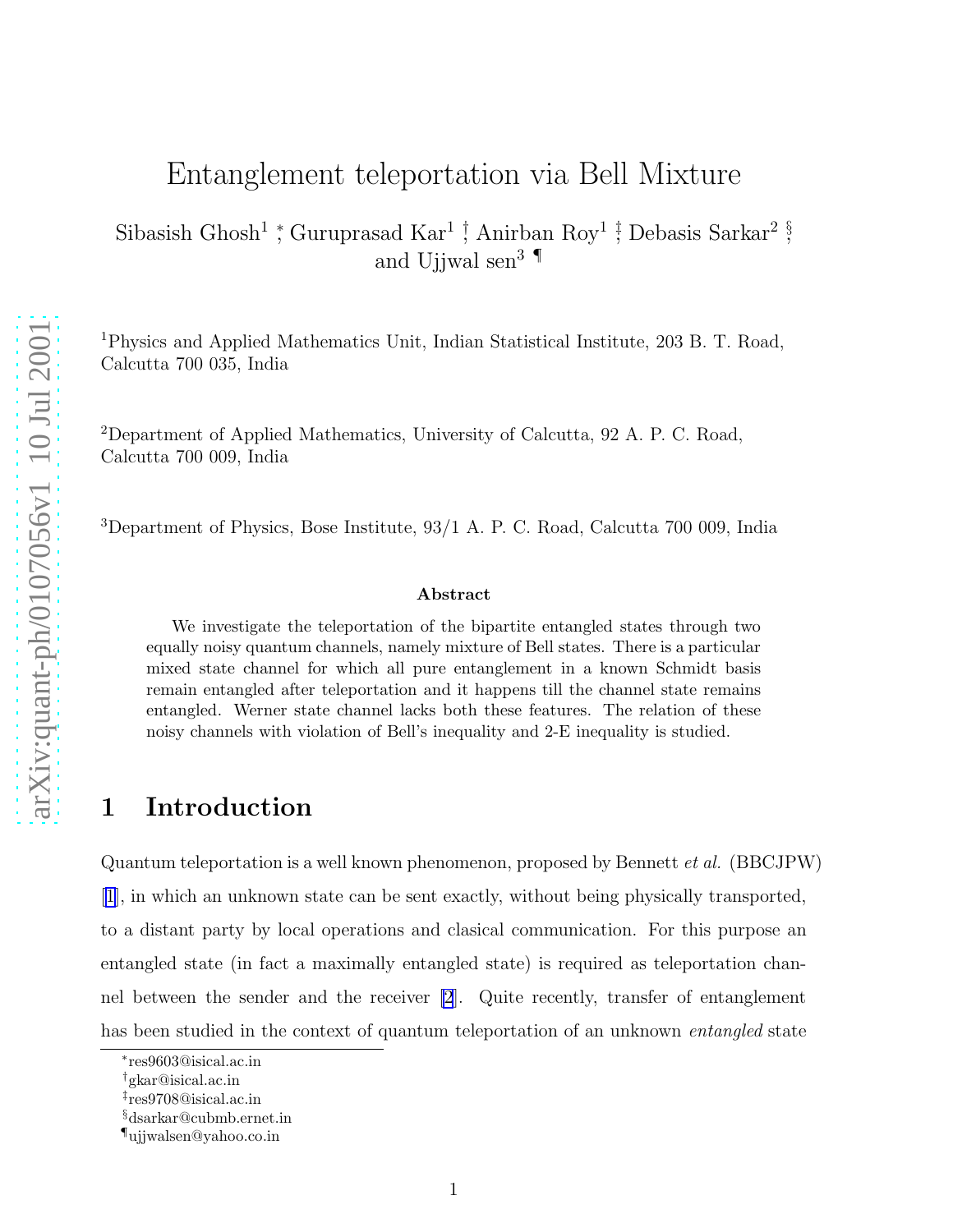# Entanglement teleportation via Bell Mixture

Sibasish Ghosh[1] [*], Guruprasad Kar[1] [†], Anirban Roy[1] [‡], Debasis Sarkar[2] [§], and Ujjwal sen[3] [¶]

[1]Physics and Applied Mathematics Unit, Indian Statistical Institute, 203 B. T. Road, Calcutta 700 035, India

[2]Department of Applied Mathematics, University of Calcutta, 92 A. P. C. Road, Calcutta 700 009, India

[3]Department of Physics, Bose Institute, 93/1 A. P. C. Road, Calcutta 700 009, India

### Abstract

We investigate the teleportation of the bipartite entangled states through two equally noisy quantum channels, namely mixture of Bell states. There is a particular mixed state channel for which all pure entanglement in a known Schmidt basis remain entangled after teleportation and it happens till the channel state remains entangled. Werner state channel lacks both these features. The relation of these noisy channels with violation of Bell's inequality and 2-E inequality is studied.

## 1 Introduction

Quantum teleportation is a well known phenomenon, proposed by Bennett *et al.* (BBCJPW) [1], in which an unknown state can be sent exactly, without being physically transported, to a distant party by local operations and clasical communication. For this purpose an entangled state (in fact a maximally entangled state) is required as teleportation channel between the sender and the receiver [2]. Quite recently, transfer of entanglement has been studied in the context of quantum teleportation of an unknown *entangled* state

[*]res9603@isical.ac.in
[†]gkar@isical.ac.in
[‡]res9708@isical.ac.in
[§]dsarkar@cubmb.ernet.in
[¶]ujjwalsen@yahoo.co.in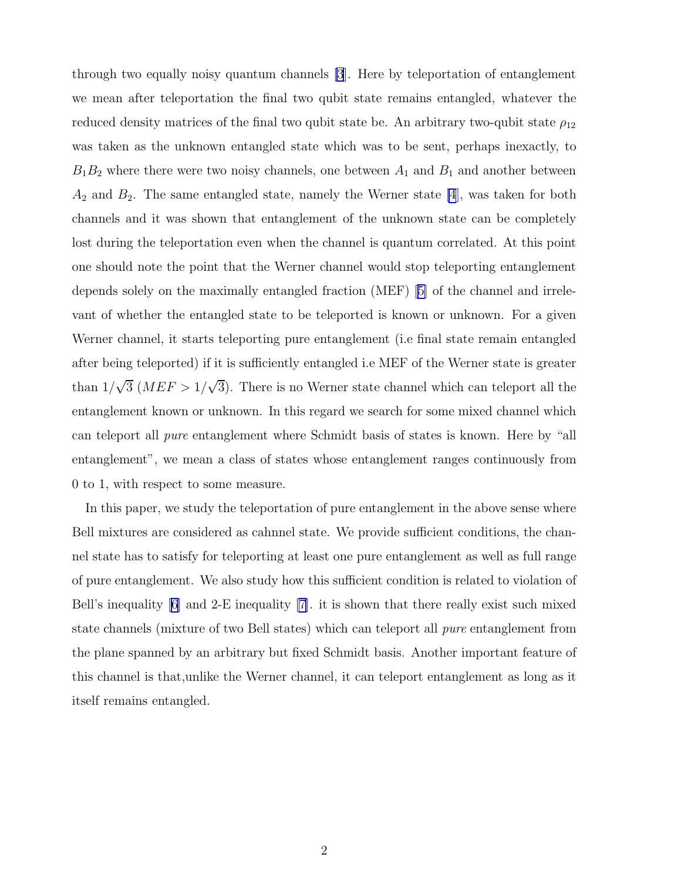through two equally noisy quantum channels [3]. Here by teleportation of entanglement we mean after teleportation the final two qubit state remains entangled, whatever the reduced density matrices of the final two qubit state be. An arbitrary two-qubit state $\rho_{12}$ was taken as the unknown entangled state which was to be sent, perhaps inexactly, to $B_1 B_2$ where there were two noisy channels, one between $A_1$ and $B_1$ and another between $A_2$ and $B_2$. The same entangled state, namely the Werner state [4], was taken for both channels and it was shown that entanglement of the unknown state can be completely lost during the teleportation even when the channel is quantum correlated. At this point one should note the point that the Werner channel would stop teleporting entanglement depends solely on the maximally entangled fraction (MEF) [5] of the channel and irrelevant of whether the entangled state to be teleported is known or unknown. For a given Werner channel, it starts teleporting pure entanglement (i.e final state remain entangled after being teleported) if it is sufficiently entangled i.e MEF of the Werner state is greater than $1/\sqrt{3}$ ($MEF > 1/\sqrt{3}$). There is no Werner state channel which can teleport all the entanglement known or unknown. In this regard we search for some mixed channel which can teleport all *pure* entanglement where Schmidt basis of states is known. Here by "all entanglement", we mean a class of states whose entanglement ranges continuously from 0 to 1, with respect to some measure.

In this paper, we study the teleportation of pure entanglement in the above sense where Bell mixtures are considered as cahnnel state. We provide sufficient conditions, the channel state has to satisfy for teleporting at least one pure entanglement as well as full range of pure entanglement. We also study how this sufficient condition is related to violation of Bell's inequality [6] and 2-E inequality [7]. it is shown that there really exist such mixed state channels (mixture of two Bell states) which can teleport all *pure* entanglement from the plane spanned by an arbitrary but fixed Schmidt basis. Another important feature of this channel is that,unlike the Werner channel, it can teleport entanglement as long as it itself remains entangled.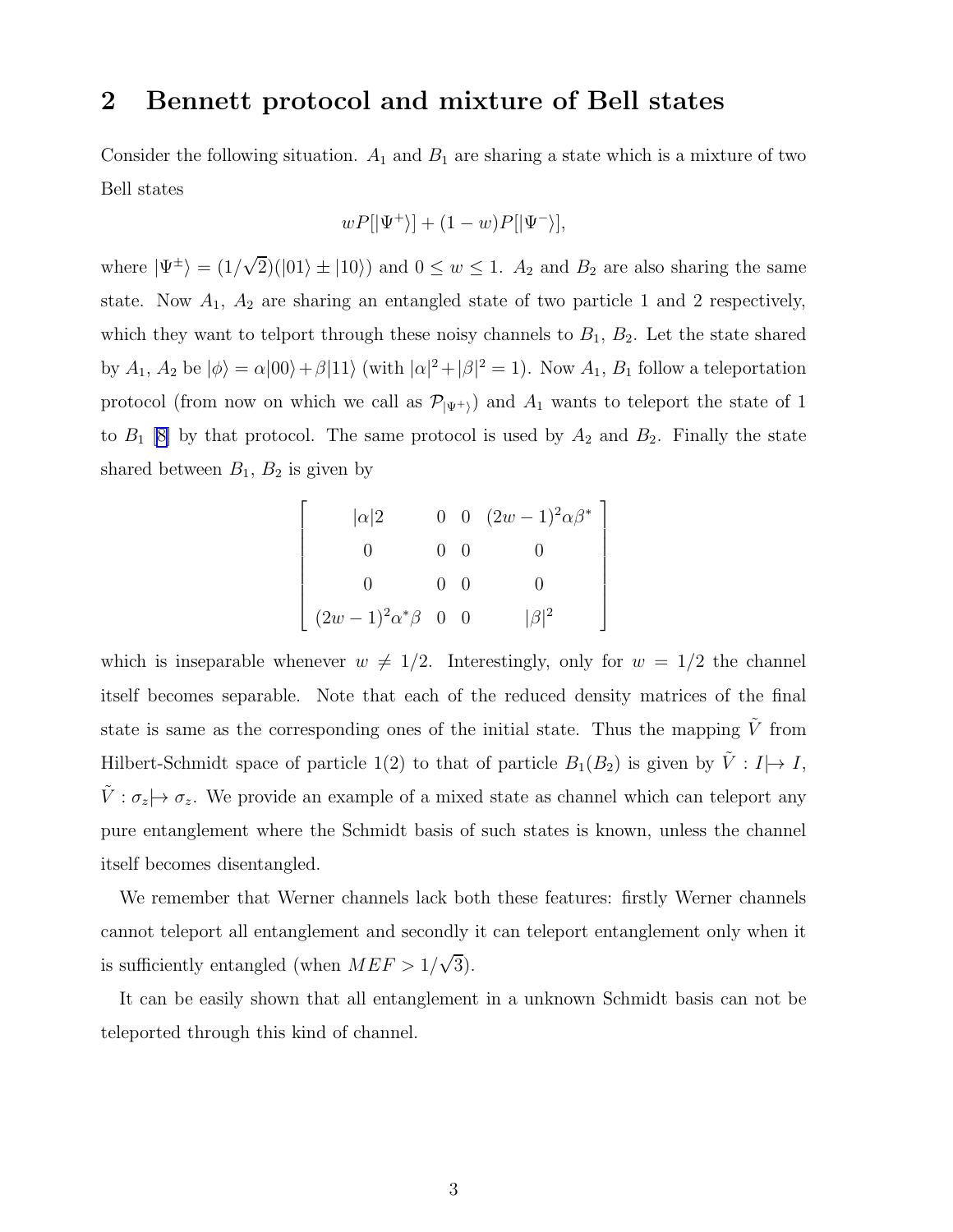## 2 Bennett protocol and mixture of Bell states

Consider the following situation. $A_1$ and $B_1$ are sharing a state which is a mixture of two Bell states

$$wP[|\Psi^+\rangle] + (1-w)P[|\Psi^-\rangle],$$

where $|\Psi^\pm\rangle = (1/\sqrt{2})(|01\rangle \pm |10\rangle)$ and $0 \le w \le 1$. $A_2$ and $B_2$ are also sharing the same state. Now $A_1$, $A_2$ are sharing an entangled state of two particle 1 and 2 respectively, which they want to telport through these noisy channels to $B_1$, $B_2$. Let the state shared by $A_1$, $A_2$ be $|\phi\rangle = \alpha|00\rangle + \beta|11\rangle$ (with $|\alpha|^2 + |\beta|^2 = 1$). Now $A_1$, $B_1$ follow a teleportation protocol (from now on which we call as $\mathcal{P}_{|\Psi^+\rangle}$) and $A_1$ wants to teleport the state of 1 to $B_1$ [8] by that protocol. The same protocol is used by $A_2$ and $B_2$. Finally the state shared between $B_1$, $B_2$ is given by

$$\begin{bmatrix} |\alpha|2 & 0 & 0 & (2w-1)^2\alpha\beta^* \\ 0 & 0 & 0 & 0 \\ 0 & 0 & 0 & 0 \\ (2w-1)^2\alpha^*\beta & 0 & 0 & |\beta|^2 \end{bmatrix}$$

which is inseparable whenever $w \neq 1/2$. Interestingly, only for $w = 1/2$ the channel itself becomes separable. Note that each of the reduced density matrices of the final state is same as the corresponding ones of the initial state. Thus the mapping $\tilde{V}$ from Hilbert-Schmidt space of particle 1(2) to that of particle $B_1(B_2)$ is given by $\tilde{V} : I \mapsto I$, $\tilde{V} : \sigma_z \mapsto \sigma_z$. We provide an example of a mixed state as channel which can teleport any pure entanglement where the Schmidt basis of such states is known, unless the channel itself becomes disentangled.

We remember that Werner channels lack both these features: firstly Werner channels cannot teleport all entanglement and secondly it can teleport entanglement only when it is sufficiently entangled (when $MEF > 1/\sqrt{3}$).

It can be easily shown that all entanglement in a unknown Schmidt basis can not be teleported through this kind of channel.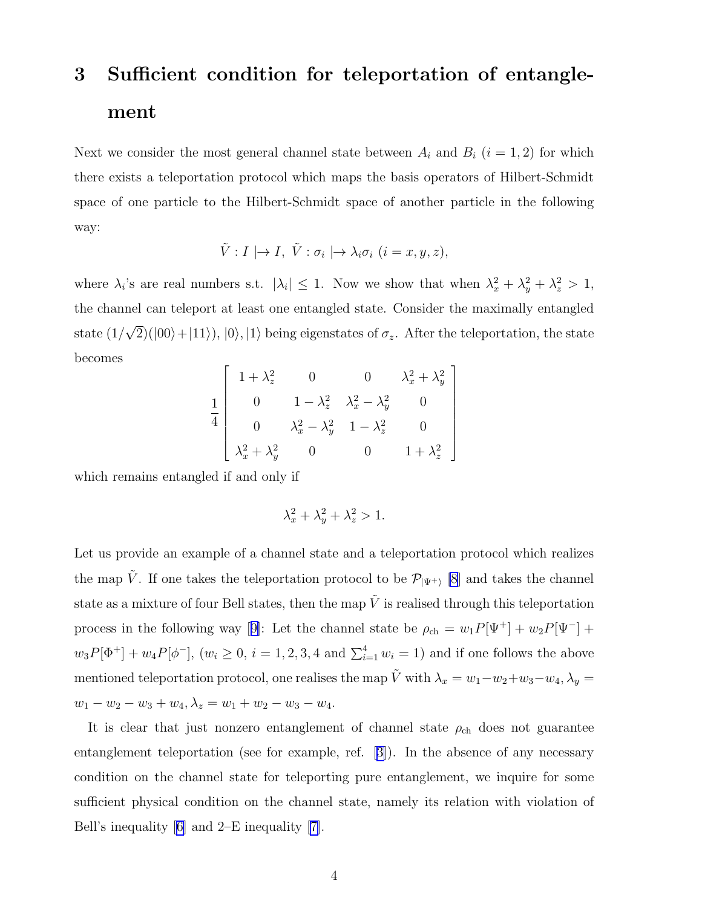# 3 Sufficient condition for teleportation of entanglement

Next we consider the most general channel state between $A_i$ and $B_i$ ($i = 1, 2$) for which there exists a teleportation protocol which maps the basis operators of Hilbert-Schmidt space of one particle to the Hilbert-Schmidt space of another particle in the following way:

$$\tilde{V} : I \mapsto I,\ \tilde{V} : \sigma_i \mapsto \lambda_i \sigma_i\ (i = x, y, z),$$

where $\lambda_i$'s are real numbers s.t. $|\lambda_i| \leq 1$. Now we show that when $\lambda_x^2 + \lambda_y^2 + \lambda_z^2 > 1$, the channel can teleport at least one entangled state. Consider the maximally entangled state $(1/\sqrt{2})(|00\rangle + |11\rangle)$, $|0\rangle, |1\rangle$ being eigenstates of $\sigma_z$. After the teleportation, the state becomes

$$\frac{1}{4}\begin{bmatrix} 1+\lambda_z^2 & 0 & 0 & \lambda_x^2+\lambda_y^2 \\ 0 & 1-\lambda_z^2 & \lambda_x^2-\lambda_y^2 & 0 \\ 0 & \lambda_x^2-\lambda_y^2 & 1-\lambda_z^2 & 0 \\ \lambda_x^2+\lambda_y^2 & 0 & 0 & 1+\lambda_z^2 \end{bmatrix}$$

which remains entangled if and only if

$$\lambda_x^2 + \lambda_y^2 + \lambda_z^2 > 1.$$

Let us provide an example of a channel state and a teleportation protocol which realizes the map $\tilde{V}$. If one takes the teleportation protocol to be $\mathcal{P}_{|\Psi^+\rangle}$ [8] and takes the channel state as a mixture of four Bell states, then the map $\tilde{V}$ is realised through this teleportation process in the following way [9]: Let the channel state be $\rho_{\text{ch}} = w_1 P[\Psi^+] + w_2 P[\Psi^-] + w_3 P[\Phi^+] + w_4 P[\phi^-]$, ($w_i \geq 0$, $i = 1, 2, 3, 4$ and $\sum_{i=1}^4 w_i = 1$) and if one follows the above mentioned teleportation protocol, one realises the map $\tilde{V}$ with $\lambda_x = w_1 - w_2 + w_3 - w_4$, $\lambda_y = w_1 - w_2 - w_3 + w_4$, $\lambda_z = w_1 + w_2 - w_3 - w_4$.

It is clear that just nonzero entanglement of channel state $\rho_{\text{ch}}$ does not guarantee entanglement teleportation (see for example, ref. [3]). In the absence of any necessary condition on the channel state for teleporting pure entanglement, we inquire for some sufficient physical condition on the channel state, namely its relation with violation of Bell's inequality [6] and 2–E inequality [7].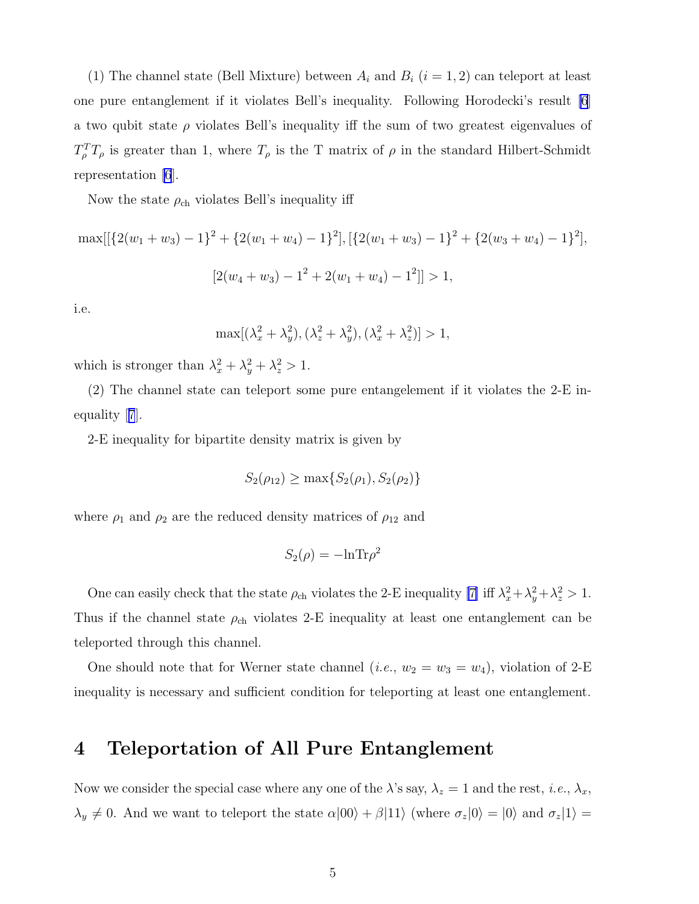(1) The channel state (Bell Mixture) between $A_i$ and $B_i$ $(i = 1, 2)$ can teleport at least one pure entanglement if it violates Bell's inequality. Following Horodecki's result [6] a two qubit state $\rho$ violates Bell's inequality iff the sum of two greatest eigenvalues of $T_\rho^T T_\rho$ is greater than 1, where $T_\rho$ is the T matrix of $\rho$ in the standard Hilbert-Schmidt representation [6].

Now the state $\rho_{\text{ch}}$ violates Bell's inequality iff

$$\max[[\{2(w_1 + w_3) - 1\}^2 + \{2(w_1 + w_4) - 1\}^2], [\{2(w_1 + w_3) - 1\}^2 + \{2(w_3 + w_4) - 1\}^2],$$

$$[2(w_4 + w_3) - 1^2 + 2(w_1 + w_4) - 1^2]] > 1,$$

i.e.

$$\max[(\lambda_x^2 + \lambda_y^2), (\lambda_z^2 + \lambda_y^2), (\lambda_x^2 + \lambda_z^2)] > 1,$$

which is stronger than $\lambda_x^2 + \lambda_y^2 + \lambda_z^2 > 1$.

(2) The channel state can teleport some pure entangelement if it violates the 2-E inequality [7].

2-E inequality for bipartite density matrix is given by

$$S_2(\rho_{12}) \geq \max\{S_2(\rho_1), S_2(\rho_2)\}$$

where $\rho_1$ and $\rho_2$ are the reduced density matrices of $\rho_{12}$ and

$$S_2(\rho) = -\ln \text{Tr}\rho^2$$

One can easily check that the state $\rho_{\text{ch}}$ violates the 2-E inequality [7] iff $\lambda_x^2 + \lambda_y^2 + \lambda_z^2 > 1$. Thus if the channel state $\rho_{\text{ch}}$ violates 2-E inequality at least one entanglement can be teleported through this channel.

One should note that for Werner state channel (*i.e.*, $w_2 = w_3 = w_4$), violation of 2-E inequality is necessary and sufficient condition for teleporting at least one entanglement.

## 4 Teleportation of All Pure Entanglement

Now we consider the special case where any one of the $\lambda$'s say, $\lambda_z = 1$ and the rest, *i.e.*, $\lambda_x$, $\lambda_y \neq 0$. And we want to teleport the state $\alpha|00\rangle + \beta|11\rangle$ (where $\sigma_z|0\rangle = |0\rangle$ and $\sigma_z|1\rangle =$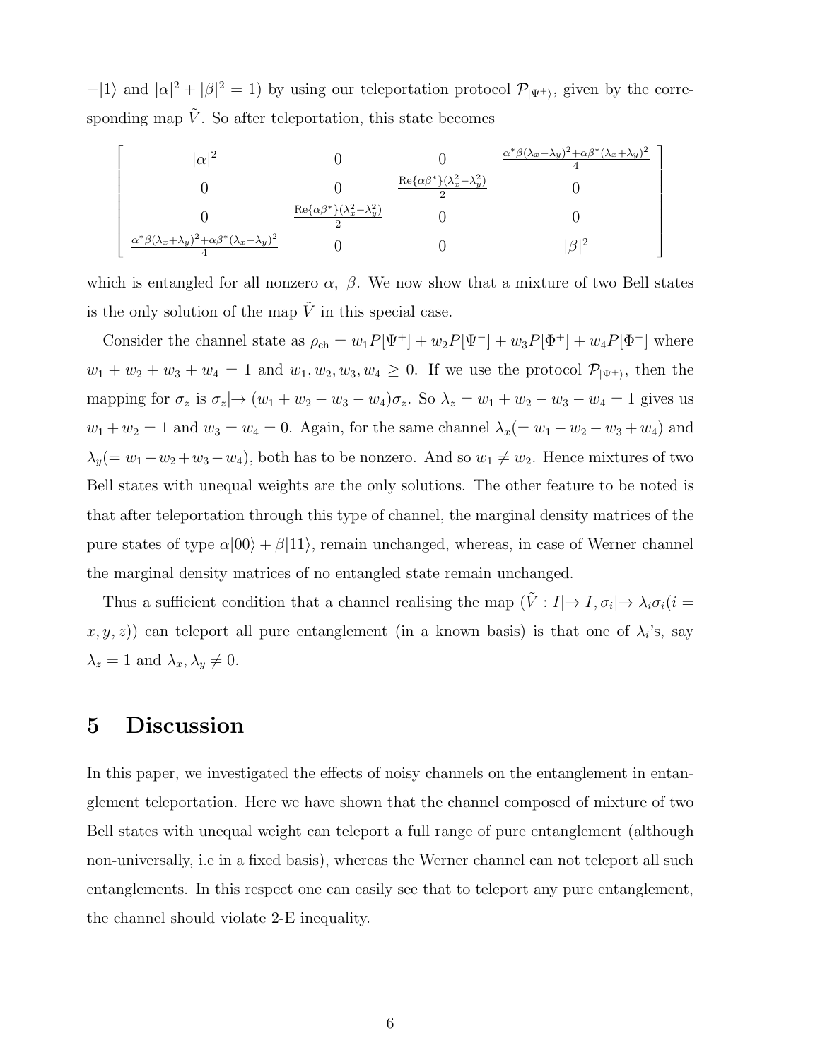$-|1\rangle$ and $|\alpha|^2 + |\beta|^2 = 1$) by using our teleportation protocol $\mathcal{P}_{|\Psi^+\rangle}$, given by the corresponding map $\tilde{V}$. So after teleportation, this state becomes

$$
\begin{bmatrix}
|\alpha|^2 & 0 & 0 & \frac{\alpha^*\beta(\lambda_x-\lambda_y)^2+\alpha\beta^*(\lambda_x+\lambda_y)^2}{4} \\
0 & 0 & \frac{\mathrm{Re}\{\alpha\beta^*\}(\lambda_x^2-\lambda_y^2)}{2} & 0 \\
0 & \frac{\mathrm{Re}\{\alpha\beta^*\}(\lambda_x^2-\lambda_y^2)}{2} & 0 & 0 \\
\frac{\alpha^*\beta(\lambda_x+\lambda_y)^2+\alpha\beta^*(\lambda_x-\lambda_y)^2}{4} & 0 & 0 & |\beta|^2
\end{bmatrix}
$$

which is entangled for all nonzero $\alpha,\ \beta$. We now show that a mixture of two Bell states is the only solution of the map $\tilde{V}$ in this special case.

Consider the channel state as $\rho_{\mathrm{ch}} = w_1 P[\Psi^+] + w_2 P[\Psi^-] + w_3 P[\Phi^+] + w_4 P[\Phi^-]$ where $w_1 + w_2 + w_3 + w_4 = 1$ and $w_1, w_2, w_3, w_4 \geq 0$. If we use the protocol $\mathcal{P}_{|\Psi^+\rangle}$, then the mapping for $\sigma_z$ is $\sigma_z| \to (w_1 + w_2 - w_3 - w_4)\sigma_z$. So $\lambda_z = w_1 + w_2 - w_3 - w_4 = 1$ gives us $w_1 + w_2 = 1$ and $w_3 = w_4 = 0$. Again, for the same channel $\lambda_x (= w_1 - w_2 - w_3 + w_4)$ and $\lambda_y (= w_1 - w_2 + w_3 - w_4)$, both has to be nonzero. And so $w_1 \neq w_2$. Hence mixtures of two Bell states with unequal weights are the only solutions. The other feature to be noted is that after teleportation through this type of channel, the marginal density matrices of the pure states of type $\alpha|00\rangle + \beta|11\rangle$, remain unchanged, whereas, in case of Werner channel the marginal density matrices of no entangled state remain unchanged.

Thus a sufficient condition that a channel realising the map ($\tilde{V} : I| \to I, \sigma_i| \to \lambda_i \sigma_i (i = x, y, z)$) can teleport all pure entanglement (in a known basis) is that one of $\lambda_i$'s, say $\lambda_z = 1$ and $\lambda_x, \lambda_y \neq 0$.

# 5 Discussion

In this paper, we investigated the effects of noisy channels on the entanglement in entanglement teleportation. Here we have shown that the channel composed of mixture of two Bell states with unequal weight can teleport a full range of pure entanglement (although non-universally, i.e in a fixed basis), whereas the Werner channel can not teleport all such entanglements. In this respect one can easily see that to teleport any pure entanglement, the channel should violate 2-E inequality.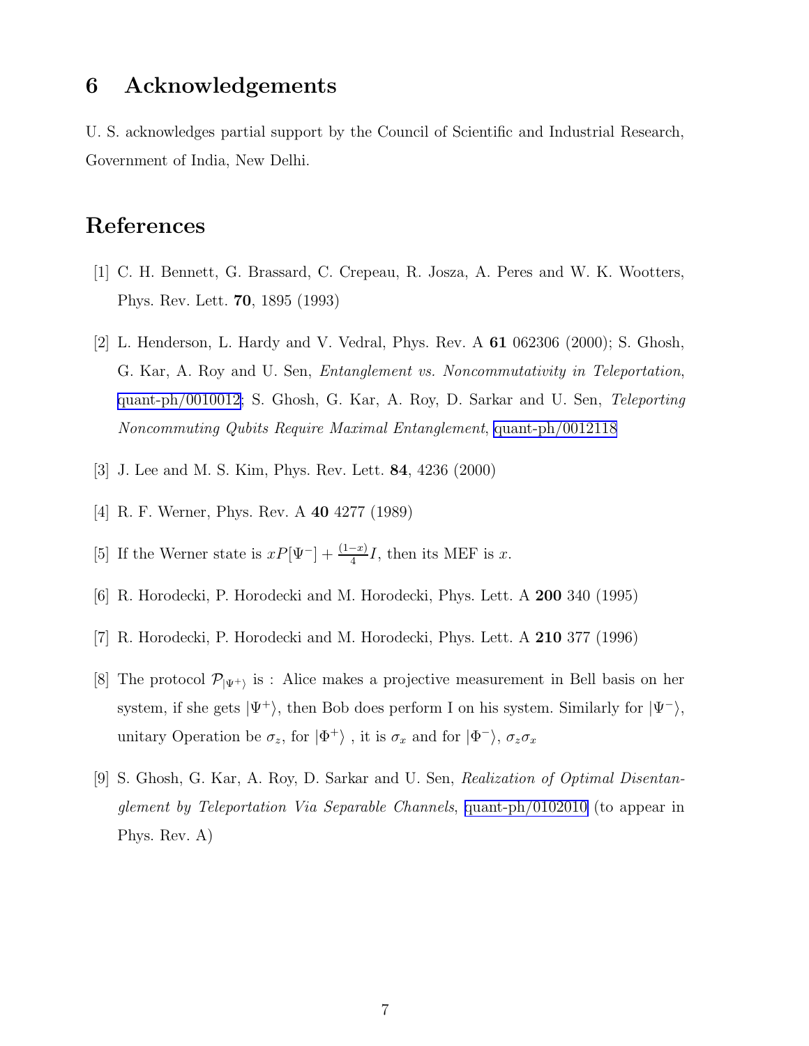## 6 Acknowledgements

U. S. acknowledges partial support by the Council of Scientific and Industrial Research, Government of India, New Delhi.

## References

[1] C. H. Bennett, G. Brassard, C. Crepeau, R. Josza, A. Peres and W. K. Wootters, Phys. Rev. Lett. **70**, 1895 (1993)

[2] L. Henderson, L. Hardy and V. Vedral, Phys. Rev. A **61** 062306 (2000); S. Ghosh, G. Kar, A. Roy and U. Sen, *Entanglement vs. Noncommutativity in Teleportation*, quant-ph/0010012; S. Ghosh, G. Kar, A. Roy, D. Sarkar and U. Sen, *Teleporting Noncommuting Qubits Require Maximal Entanglement*, quant-ph/0012118

[3] J. Lee and M. S. Kim, Phys. Rev. Lett. **84**, 4236 (2000)

[4] R. F. Werner, Phys. Rev. A **40** 4277 (1989)

[5] If the Werner state is $xP[\Psi^-] + \frac{(1-x)}{4}I$, then its MEF is $x$.

[6] R. Horodecki, P. Horodecki and M. Horodecki, Phys. Lett. A **200** 340 (1995)

[7] R. Horodecki, P. Horodecki and M. Horodecki, Phys. Lett. A **210** 377 (1996)

[8] The protocol $\mathcal{P}_{|\Psi^+\rangle}$ is : Alice makes a projective measurement in Bell basis on her system, if she gets $|\Psi^+\rangle$, then Bob does perform I on his system. Similarly for $|\Psi^-\rangle$, unitary Operation be $\sigma_z$, for $|\Phi^+\rangle$ , it is $\sigma_x$ and for $|\Phi^-\rangle$, $\sigma_z\sigma_x$

[9] S. Ghosh, G. Kar, A. Roy, D. Sarkar and U. Sen, *Realization of Optimal Disentanglement by Teleportation Via Separable Channels*, quant-ph/0102010 (to appear in Phys. Rev. A)